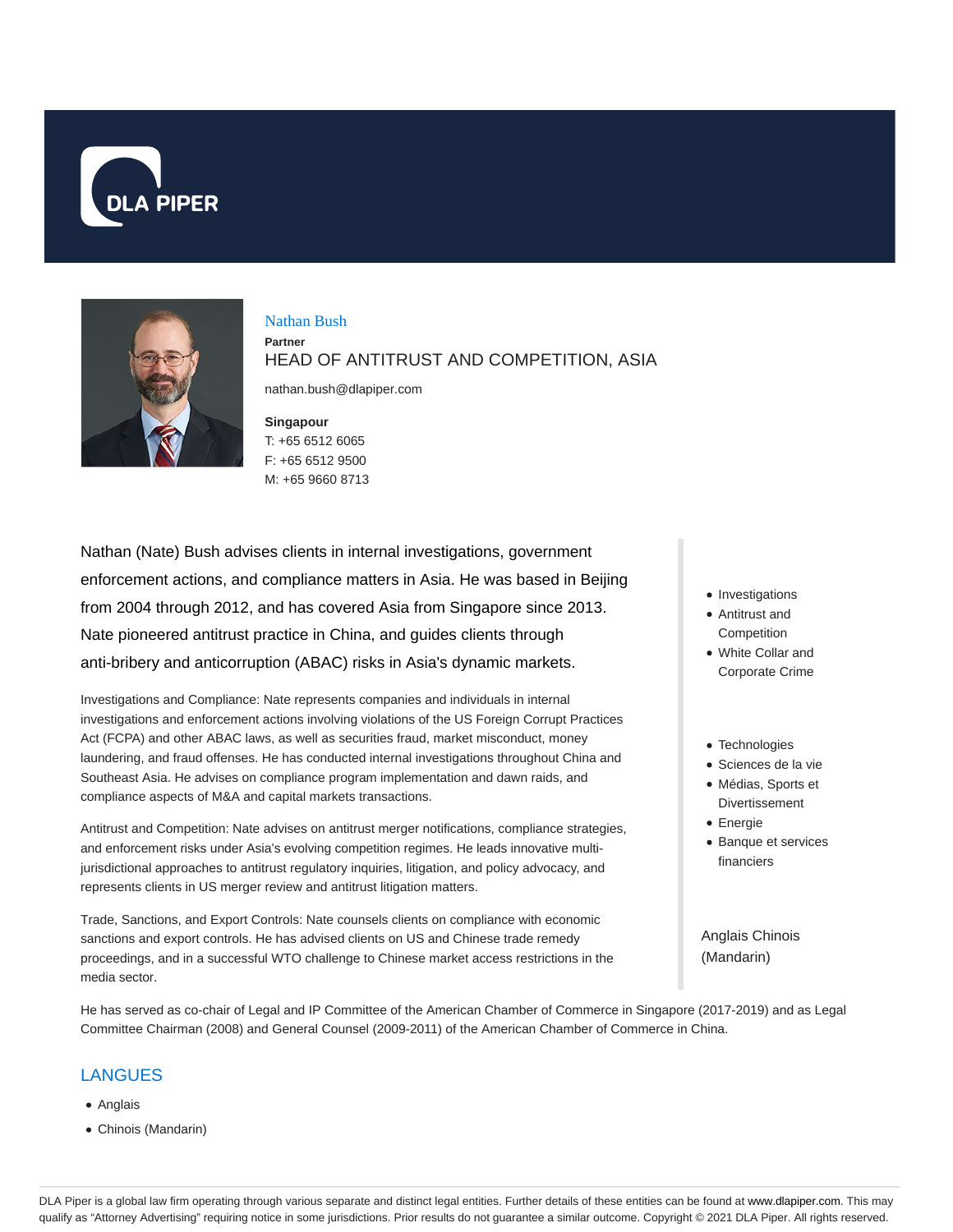DLA PIPER

Nathan Bush

**Partner**

HEAD OF ANTITRUST AND COMPETITION, ASIA

nathan.bush@dlapiper.com

**Singapour**

T: +65 6512 6065

F: +65 6512 9500

M: +65 9660 8713

Nathan (Nate) Bush advises clients in internal investigations, government enforcement actions, and compliance matters in Asia. He was based in Beijing from 2004 through 2012, and has covered Asia from Singapore since 2013. Nate pioneered antitrust practice in China, and guides clients through anti-bribery and anticorruption (ABAC) risks in Asia's dynamic markets.

Investigations and Compliance: Nate represents companies and individuals in internal investigations and enforcement actions involving violations of the US Foreign Corrupt Practices Act (FCPA) and other ABAC laws, as well as securities fraud, market misconduct, money laundering, and fraud offenses. He has conducted internal investigations throughout China and Southeast Asia. He advises on compliance program implementation and dawn raids, and compliance aspects of M&A and capital markets transactions.

Antitrust and Competition: Nate advises on antitrust merger notifications, compliance strategies, and enforcement risks under Asia's evolving competition regimes. He leads innovative multi-jurisdictional approaches to antitrust regulatory inquiries, litigation, and policy advocacy, and represents clients in US merger review and antitrust litigation matters.

Trade, Sanctions, and Export Controls: Nate counsels clients on compliance with economic sanctions and export controls. He has advised clients on US and Chinese trade remedy proceedings, and in a successful WTO challenge to Chinese market access restrictions in the media sector.

- Investigations
- Antitrust and Competition
- White Collar and Corporate Crime

- Technologies
- Sciences de la vie
- Médias, Sports et Divertissement
- Energie
- Banque et services financiers

Anglais Chinois (Mandarin)

He has served as co-chair of Legal and IP Committee of the American Chamber of Commerce in Singapore (2017-2019) and as Legal Committee Chairman (2008) and General Counsel (2009-2011) of the American Chamber of Commerce in China.

## LANGUES

- Anglais
- Chinois (Mandarin)

DLA Piper is a global law firm operating through various separate and distinct legal entities. Further details of these entities can be found at www.dlapiper.com. This may qualify as "Attorney Advertising" requiring notice in some jurisdictions. Prior results do not guarantee a similar outcome. Copyright © 2021 DLA Piper. All rights reserved.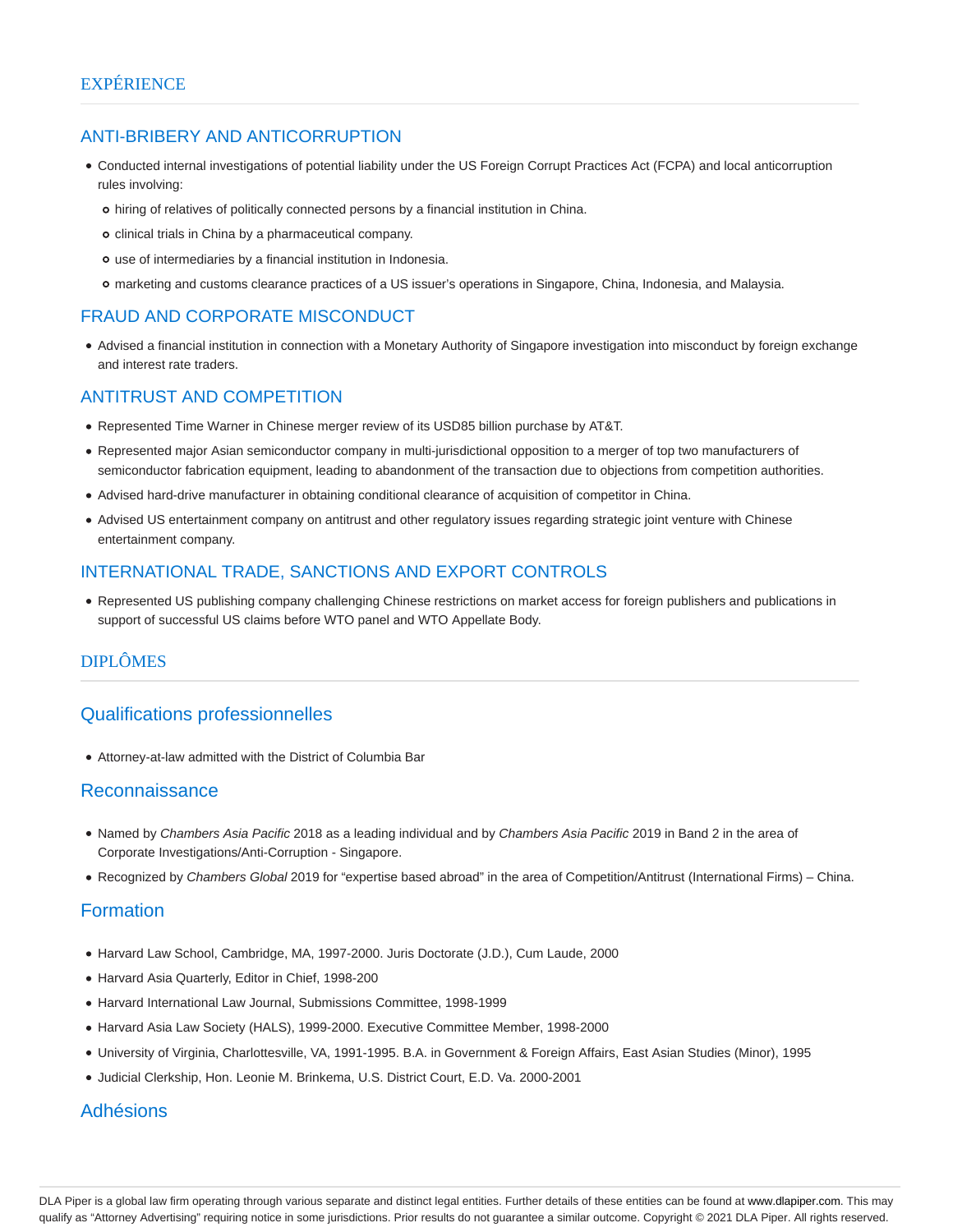## EXPÉRIENCE

### ANTI-BRIBERY AND ANTICORRUPTION

- Conducted internal investigations of potential liability under the US Foreign Corrupt Practices Act (FCPA) and local anticorruption rules involving:
  - hiring of relatives of politically connected persons by a financial institution in China.
  - clinical trials in China by a pharmaceutical company.
  - use of intermediaries by a financial institution in Indonesia.
  - marketing and customs clearance practices of a US issuer's operations in Singapore, China, Indonesia, and Malaysia.

### FRAUD AND CORPORATE MISCONDUCT

- Advised a financial institution in connection with a Monetary Authority of Singapore investigation into misconduct by foreign exchange and interest rate traders.

### ANTITRUST AND COMPETITION

- Represented Time Warner in Chinese merger review of its USD85 billion purchase by AT&T.
- Represented major Asian semiconductor company in multi-jurisdictional opposition to a merger of top two manufacturers of semiconductor fabrication equipment, leading to abandonment of the transaction due to objections from competition authorities.
- Advised hard-drive manufacturer in obtaining conditional clearance of acquisition of competitor in China.
- Advised US entertainment company on antitrust and other regulatory issues regarding strategic joint venture with Chinese entertainment company.

### INTERNATIONAL TRADE, SANCTIONS AND EXPORT CONTROLS

- Represented US publishing company challenging Chinese restrictions on market access for foreign publishers and publications in support of successful US claims before WTO panel and WTO Appellate Body.

## DIPLÔMES

### Qualifications professionnelles

- Attorney-at-law admitted with the District of Columbia Bar

### Reconnaissance

- Named by *Chambers Asia Pacific* 2018 as a leading individual and by *Chambers Asia Pacific* 2019 in Band 2 in the area of Corporate Investigations/Anti-Corruption - Singapore.
- Recognized by *Chambers Global* 2019 for "expertise based abroad" in the area of Competition/Antitrust (International Firms) – China.

### Formation

- Harvard Law School, Cambridge, MA, 1997-2000. Juris Doctorate (J.D.), Cum Laude, 2000
- Harvard Asia Quarterly, Editor in Chief, 1998-200
- Harvard International Law Journal, Submissions Committee, 1998-1999
- Harvard Asia Law Society (HALS), 1999-2000. Executive Committee Member, 1998-2000
- University of Virginia, Charlottesville, VA, 1991-1995. B.A. in Government & Foreign Affairs, East Asian Studies (Minor), 1995
- Judicial Clerkship, Hon. Leonie M. Brinkema, U.S. District Court, E.D. Va. 2000-2001

### Adhésions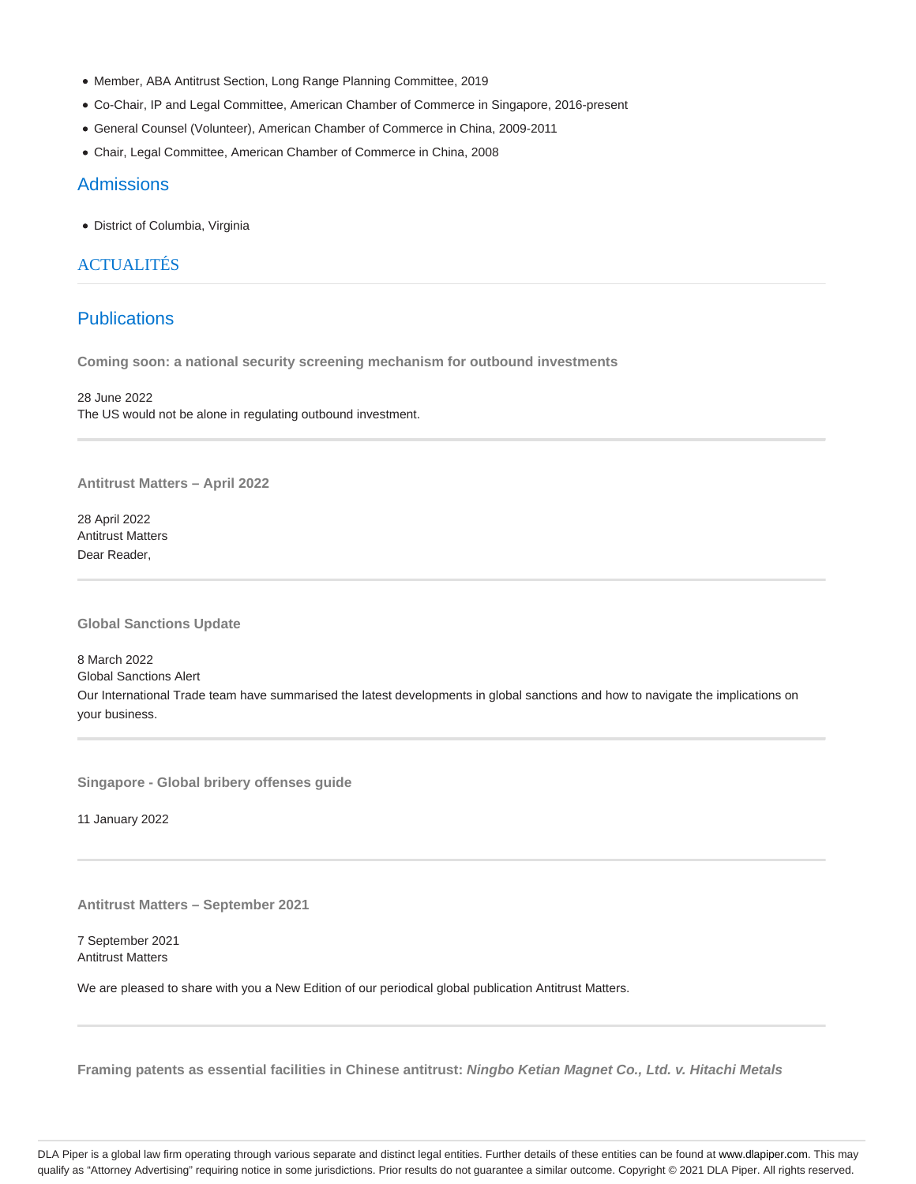- Member, ABA Antitrust Section, Long Range Planning Committee, 2019
- Co-Chair, IP and Legal Committee, American Chamber of Commerce in Singapore, 2016-present
- General Counsel (Volunteer), American Chamber of Commerce in China, 2009-2011
- Chair, Legal Committee, American Chamber of Commerce in China, 2008

## Admissions

- District of Columbia, Virginia

## ACTUALITÉS

## Publications

**Coming soon: a national security screening mechanism for outbound investments**

28 June 2022
The US would not be alone in regulating outbound investment.

**Antitrust Matters – April 2022**

28 April 2022
Antitrust Matters
Dear Reader,

**Global Sanctions Update**

8 March 2022
Global Sanctions Alert
Our International Trade team have summarised the latest developments in global sanctions and how to navigate the implications on your business.

**Singapore - Global bribery offenses guide**

11 January 2022

**Antitrust Matters – September 2021**

7 September 2021
Antitrust Matters

We are pleased to share with you a New Edition of our periodical global publication Antitrust Matters.

**Framing patents as essential facilities in Chinese antitrust: *Ningbo Ketian Magnet Co., Ltd. v. Hitachi Metals***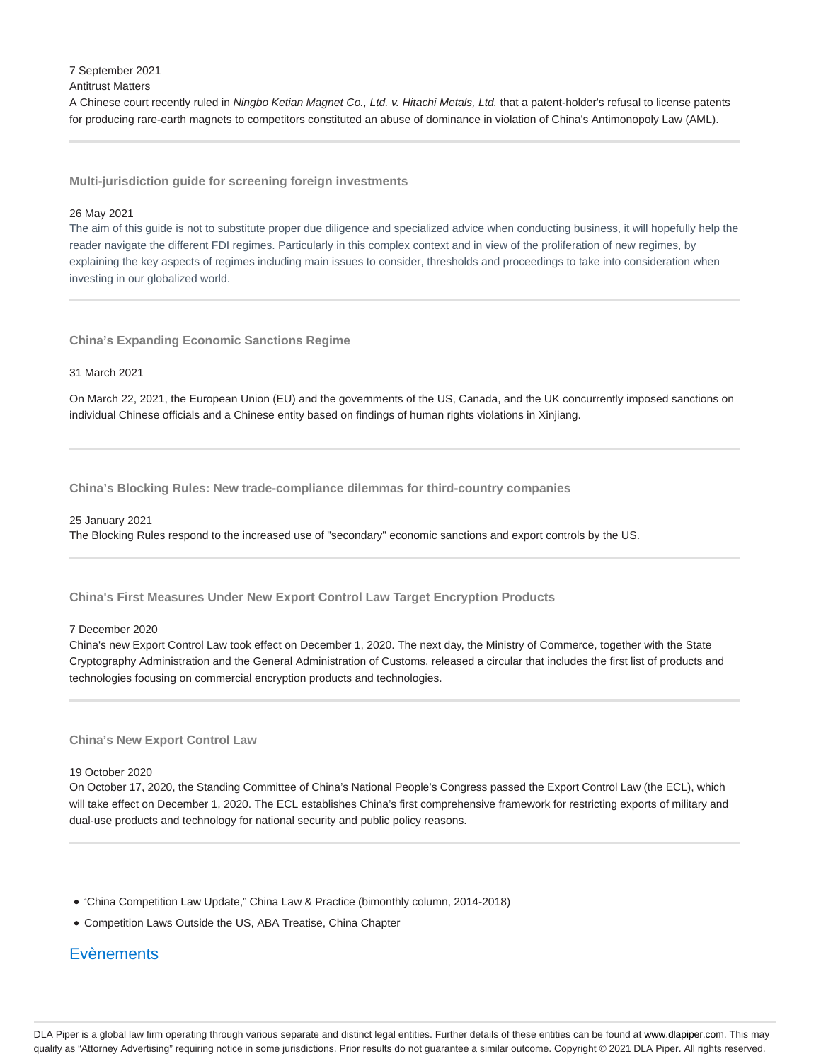7 September 2021

Antitrust Matters

A Chinese court recently ruled in *Ningbo Ketian Magnet Co., Ltd. v. Hitachi Metals, Ltd.* that a patent-holder's refusal to license patents for producing rare-earth magnets to competitors constituted an abuse of dominance in violation of China's Antimonopoly Law (AML).

---

### Multi-jurisdiction guide for screening foreign investments

26 May 2021

The aim of this guide is not to substitute proper due diligence and specialized advice when conducting business, it will hopefully help the reader navigate the different FDI regimes. Particularly in this complex context and in view of the proliferation of new regimes, by explaining the key aspects of regimes including main issues to consider, thresholds and proceedings to take into consideration when investing in our globalized world.

---

### China's Expanding Economic Sanctions Regime

31 March 2021

On March 22, 2021, the European Union (EU) and the governments of the US, Canada, and the UK concurrently imposed sanctions on individual Chinese officials and a Chinese entity based on findings of human rights violations in Xinjiang.

---

### China's Blocking Rules: New trade-compliance dilemmas for third-country companies

25 January 2021

The Blocking Rules respond to the increased use of "secondary" economic sanctions and export controls by the US.

---

### China's First Measures Under New Export Control Law Target Encryption Products

7 December 2020

China's new Export Control Law took effect on December 1, 2020. The next day, the Ministry of Commerce, together with the State Cryptography Administration and the General Administration of Customs, released a circular that includes the first list of products and technologies focusing on commercial encryption products and technologies.

---

### China's New Export Control Law

19 October 2020

On October 17, 2020, the Standing Committee of China's National People's Congress passed the Export Control Law (the ECL), which will take effect on December 1, 2020. The ECL establishes China's first comprehensive framework for restricting exports of military and dual-use products and technology for national security and public policy reasons.

---

- "China Competition Law Update," China Law & Practice (bimonthly column, 2014-2018)
- Competition Laws Outside the US, ABA Treatise, China Chapter

## Evènements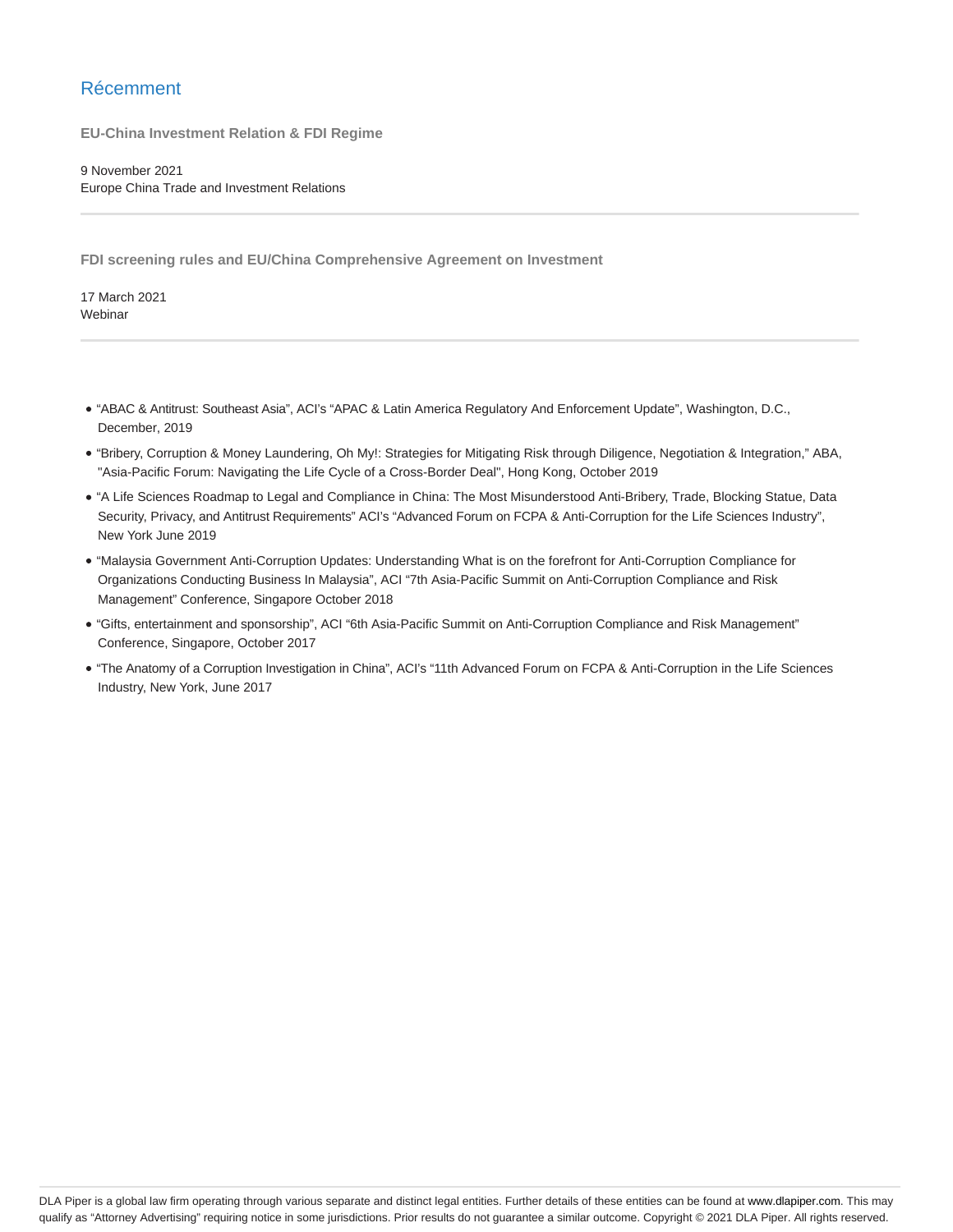## Récemment

**EU-China Investment Relation & FDI Regime**

9 November 2021
Europe China Trade and Investment Relations

---

**FDI screening rules and EU/China Comprehensive Agreement on Investment**

17 March 2021
Webinar

---

- “ABAC & Antitrust: Southeast Asia”, ACI’s “APAC & Latin America Regulatory And Enforcement Update”, Washington, D.C., December, 2019
- “Bribery, Corruption & Money Laundering, Oh My!: Strategies for Mitigating Risk through Diligence, Negotiation & Integration,” ABA, "Asia-Pacific Forum: Navigating the Life Cycle of a Cross-Border Deal", Hong Kong, October 2019
- “A Life Sciences Roadmap to Legal and Compliance in China: The Most Misunderstood Anti-Bribery, Trade, Blocking Statue, Data Security, Privacy, and Antitrust Requirements” ACI’s “Advanced Forum on FCPA & Anti-Corruption for the Life Sciences Industry”, New York June 2019
- “Malaysia Government Anti-Corruption Updates: Understanding What is on the forefront for Anti-Corruption Compliance for Organizations Conducting Business In Malaysia”, ACI “7th Asia-Pacific Summit on Anti-Corruption Compliance and Risk Management” Conference, Singapore October 2018
- “Gifts, entertainment and sponsorship”, ACI “6th Asia-Pacific Summit on Anti-Corruption Compliance and Risk Management” Conference, Singapore, October 2017
- “The Anatomy of a Corruption Investigation in China”, ACI’s “11th Advanced Forum on FCPA & Anti-Corruption in the Life Sciences Industry, New York, June 2017

DLA Piper is a global law firm operating through various separate and distinct legal entities. Further details of these entities can be found at www.dlapiper.com. This may qualify as “Attorney Advertising” requiring notice in some jurisdictions. Prior results do not guarantee a similar outcome. Copyright © 2021 DLA Piper. All rights reserved.